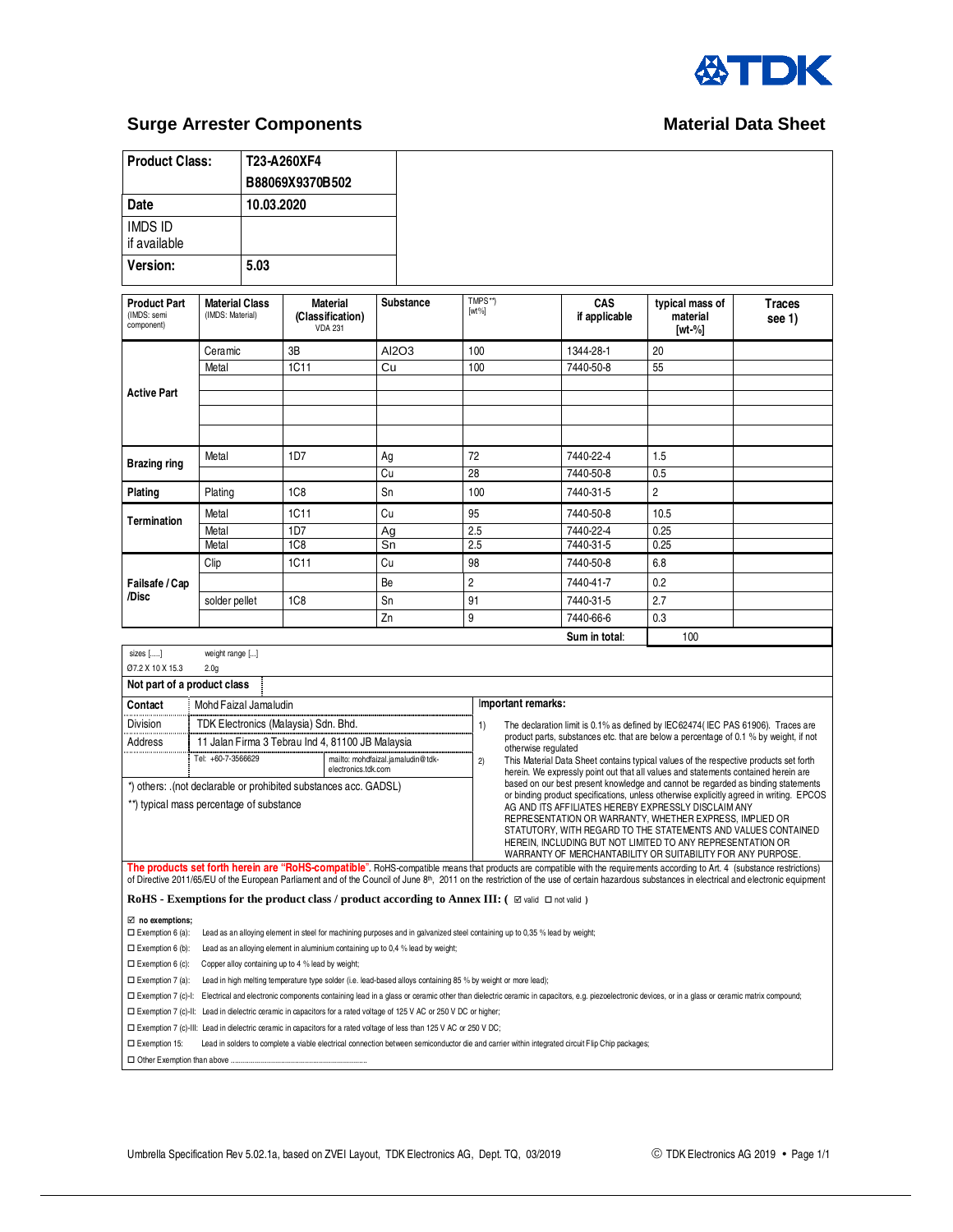## Surge Arrester Components

## Material Data Sheet

| Product Class: | T23-A260XF4 B88069X9370B502 |
|---|---|
| Date | 10.03.2020 |
| IMDS ID if available | |
| Version: | 5.03 |

| Product Part (IMDS: semi component) | Material Class (IMDS: Material) | Material (Classification) VDA 231 | Substance | TMPS**) [wt%] | CAS if applicable | typical mass of material [wt-%] | Traces see 1) |
|---|---|---|---|---|---|---|---|
| Active Part | Ceramic | 3B | Al2O3 | 100 | 1344-28-1 | 20 | |
| | Metal | 1C11 | Cu | 100 | 7440-50-8 | 55 | |
| | | | | | | | |
| | | | | | | | |
| | | | | | | | |
| | | | | | | | |
| Brazing ring | Metal | 1D7 | Ag | 72 | 7440-22-4 | 1.5 | |
| | | | Cu | 28 | 7440-50-8 | 0.5 | |
| Plating | Plating | 1C8 | Sn | 100 | 7440-31-5 | 2 | |
| Termination | Metal | 1C11 | Cu | 95 | 7440-50-8 | 10.5 | |
| | Metal | 1D7 | Ag | 2.5 | 7440-22-4 | 0.25 | |
| | Metal | 1C8 | Sn | 2.5 | 7440-31-5 | 0.25 | |
| Failsafe / Cap /Disc | Clip | 1C11 | Cu | 98 | 7440-50-8 | 6.8 | |
| | | | Be | 2 | 7440-41-7 | 0.2 | |
| | solder pellet | 1C8 | Sn | 91 | 7440-31-5 | 2.7 | |
| | | | Zn | 9 | 7440-66-6 | 0.3 | |
| | | | | | Sum in total: | 100 | |

| sizes [.....] | weight range [...] |
|---|---|
| Ø7.2 X 10 X 15.3 | 2.0g |

**Not part of a product class**

| Contact | Mohd Faizal Jamaludin | |
|---|---|---|
| Division | TDK Electronics (Malaysia) Sdn. Bhd. | |
| Address | 11 Jalan Firma 3 Tebrau Ind 4, 81100 JB Malaysia | |
| | Tel: +60-7-3566629 | mailto: mohdfaizal.jamaludin@tdk-electronics.tdk.com |

*) others: .(not declarable or prohibited substances acc. GADSL)

**) typical mass percentage of substance

**Important remarks:**

1) The declaration limit is 0.1% as defined by IEC62474( IEC PAS 61906). Traces are product parts, substances etc. that are below a percentage of 0.1 % by weight, if not otherwise regulated

2) This Material Data Sheet contains typical values of the respective products set forth herein. We expressly point out that all values and statements contained herein are based on our best present knowledge and cannot be regarded as binding statements or binding product specifications, unless otherwise explicitly agreed in writing. EPCOS AG AND ITS AFFILIATES HEREBY EXPRESSLY DISCLAIM ANY REPRESENTATION OR WARRANTY, WHETHER EXPRESS, IMPLIED OR STATUTORY, WITH REGARD TO THE STATEMENTS AND VALUES CONTAINED HEREIN, INCLUDING BUT NOT LIMITED TO ANY REPRESENTATION OR WARRANTY OF MERCHANTABILITY OR SUITABILITY FOR ANY PURPOSE.

**The products set forth herein are "RoHS-compatible".** RoHS-compatible means that products are compatible with the requirements according to Art. 4 (substance restrictions) of Directive 2011/65/EU of the European Parliament and of the Council of June 8th, 2011 on the restriction of the use of certain hazardous substances in electrical and electronic equipment

**RoHS - Exemptions for the product class / product according to Annex III: (** ☑ valid ☐ not valid **)**

☑ **no exemptions;**

☐ Exemption 6 (a): Lead as an alloying element in steel for machining purposes and in galvanized steel containing up to 0,35 % lead by weight;

☐ Exemption 6 (b): Lead as an alloying element in aluminium containing up to 0,4 % lead by weight;

☐ Exemption 6 (c): Copper alloy containing up to 4 % lead by weight;

☐ Exemption 7 (a): Lead in high melting temperature type solder (i.e. lead-based alloys containing 85 % by weight or more lead);

☐ Exemption 7 (c)-I: Electrical and electronic components containing lead in a glass or ceramic other than dielectric ceramic in capacitors, e.g. piezoelectronic devices, or in a glass or ceramic matrix compound;

☐ Exemption 7 (c)-II: Lead in dielectric ceramic in capacitors for a rated voltage of 125 V AC or 250 V DC or higher;

☐ Exemption 7 (c)-III: Lead in dielectric ceramic in capacitors for a rated voltage of less than 125 V AC or 250 V DC;

☐ Exemption 15: Lead in solders to complete a viable electrical connection between semiconductor die and carrier within integrated circuit Flip Chip packages;

☐ Other Exemption than above ..........................................................................

Umbrella Specification Rev 5.02.1a, based on ZVEI Layout, TDK Electronics AG, Dept. TQ, 03/2019

© TDK Electronics AG 2019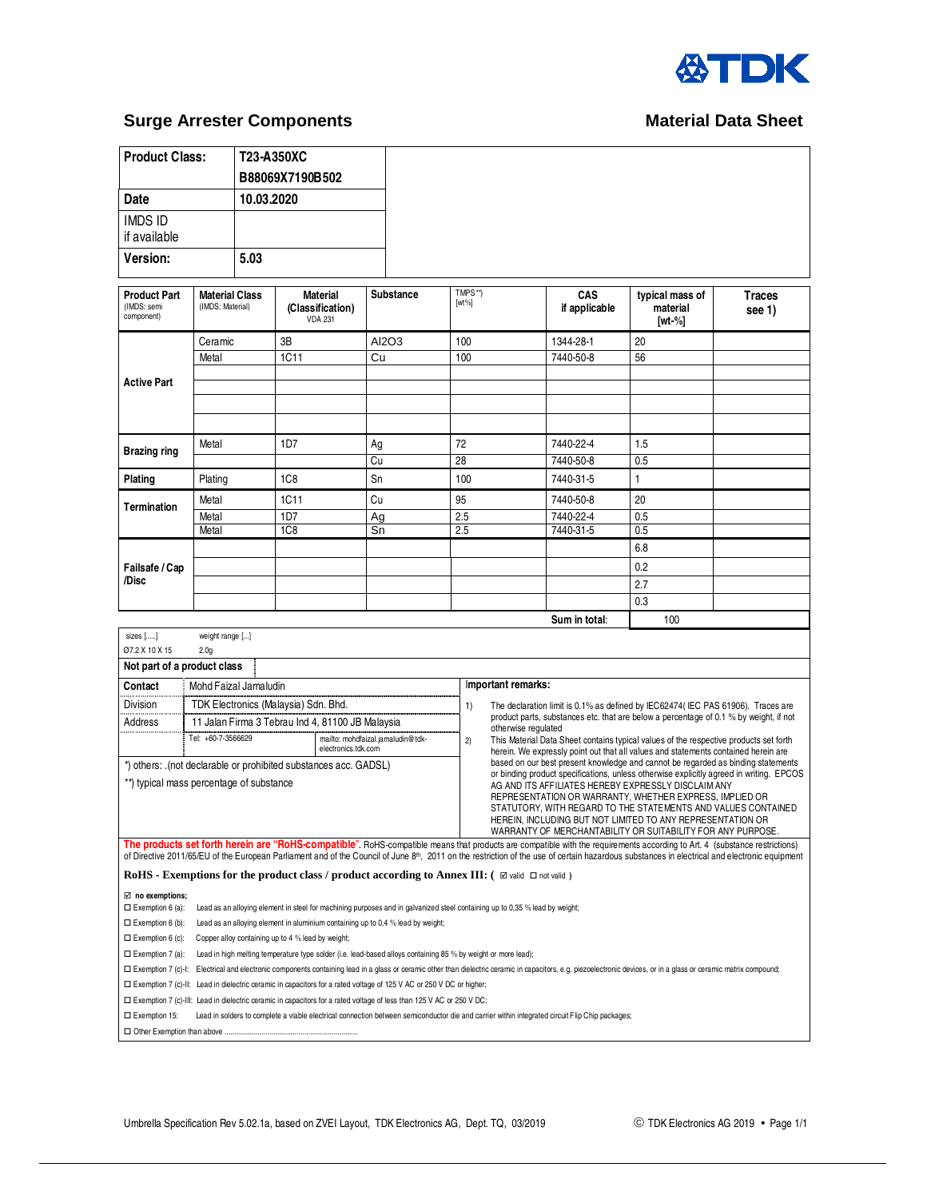## Surge Arrester Components

## Material Data Sheet

| Product Class: | T23-A350XC B88069X7190B502 |
|---|---|
| Date | 10.03.2020 |
| IMDS ID if available | |
| Version: | 5.03 |

| Product Part (IMDS: semi component) | Material Class (IMDS: Material) | Material (Classification) VDA 231 | Substance | TMPS**) [wt%] | CAS if applicable | typical mass of material [wt-%] | Traces see 1) |
|---|---|---|---|---|---|---|---|
| Active Part | Ceramic | 3B | Al2O3 | 100 | 1344-28-1 | 20 | |
| | Metal | 1C11 | Cu | 100 | 7440-50-8 | 56 | |
| | | | | | | | |
| | | | | | | | |
| | | | | | | | |
| | | | | | | | |
| Brazing ring | Metal | 1D7 | Ag | 72 | 7440-22-4 | 1.5 | |
| | | | Cu | 28 | 7440-50-8 | 0.5 | |
| Plating | Plating | 1C8 | Sn | 100 | 7440-31-5 | 1 | |
| Termination | Metal | 1C11 | Cu | 95 | 7440-50-8 | 20 | |
| | Metal | 1D7 | Ag | 2.5 | 7440-22-4 | 0.5 | |
| | Metal | 1C8 | Sn | 2.5 | 7440-31-5 | 0.5 | |
| Failsafe / Cap /Disc | | | | | | 6.8 | |
| | | | | | | 0.2 | |
| | | | | | | 2.7 | |
| | | | | | | 0.3 | |
| | | | | | Sum in total: | 100 | |

| sizes [.....] | weight range [...] |
|---|---|
| Ø7.2 X 10 X 15 | 2.0g |

**Not part of a product class**

| Contact | Mohd Faizal Jamaludin | |
|---|---|---|
| Division | TDK Electronics (Malaysia) Sdn. Bhd. | |
| Address | 11 Jalan Firma 3 Tebrau Ind 4, 81100 JB Malaysia | |
| | Tel: +60-7-3566629 | mailto: mohdfaizal.jamaludin@tdk-electronics.tdk.com |

*) others: .(not declarable or prohibited substances acc. GADSL)

**) typical mass percentage of substance

**Important remarks:**

1) The declaration limit is 0.1% as defined by IEC62474( IEC PAS 61906). Traces are product parts, substances etc. that are below a percentage of 0.1 % by weight, if not otherwise regulated

2) This Material Data Sheet contains typical values of the respective products set forth herein. We expressly point out that all values and statements contained herein are based on our best present knowledge and cannot be regarded as binding statements or binding product specifications, unless otherwise explicitly agreed in writing. EPCOS AG AND ITS AFFILIATES HEREBY EXPRESSLY DISCLAIM ANY REPRESENTATION OR WARRANTY, WHETHER EXPRESS, IMPLIED OR STATUTORY, WITH REGARD TO THE STATEMENTS AND VALUES CONTAINED HEREIN, INCLUDING BUT NOT LIMITED TO ANY REPRESENTATION OR WARRANTY OF MERCHANTABILITY OR SUITABILITY FOR ANY PURPOSE.

**The products set forth herein are "RoHS-compatible"**. RoHS-compatible means that products are compatible with the requirements according to Art. 4 (substance restrictions) of Directive 2011/65/EU of the European Parliament and of the Council of June 8th, 2011 on the restriction of the use of certain hazardous substances in electrical and electronic equipment

**RoHS - Exemptions for the product class / product according to Annex III: (** ☑ valid ☐ not valid **)**

☑ **no exemptions;**

☐ Exemption 6 (a): Lead as an alloying element in steel for machining purposes and in galvanized steel containing up to 0,35 % lead by weight;

☐ Exemption 6 (b): Lead as an alloying element in aluminium containing up to 0,4 % lead by weight;

☐ Exemption 6 (c): Copper alloy containing up to 4 % lead by weight;

☐ Exemption 7 (a): Lead in high melting temperature type solder (i.e. lead-based alloys containing 85 % by weight or more lead);

☐ Exemption 7 (c)-I: Electrical and electronic components containing lead in a glass or ceramic other than dielectric ceramic in capacitors, e.g. piezoelectronic devices, or in a glass or ceramic matrix compound;

☐ Exemption 7 (c)-II: Lead in dielectric ceramic in capacitors for a rated voltage of 125 V AC or 250 V DC or higher;

☐ Exemption 7 (c)-III: Lead in dielectric ceramic in capacitors for a rated voltage of less than 125 V AC or 250 V DC;

☐ Exemption 15: Lead in solders to complete a viable electrical connection between semiconductor die and carrier within integrated circuit Flip Chip packages;

☐ Other Exemption than above ....................................................................

Umbrella Specification Rev 5.02.1a, based on ZVEI Layout, TDK Electronics AG, Dept. TQ, 03/2019

© TDK Electronics AG 2019